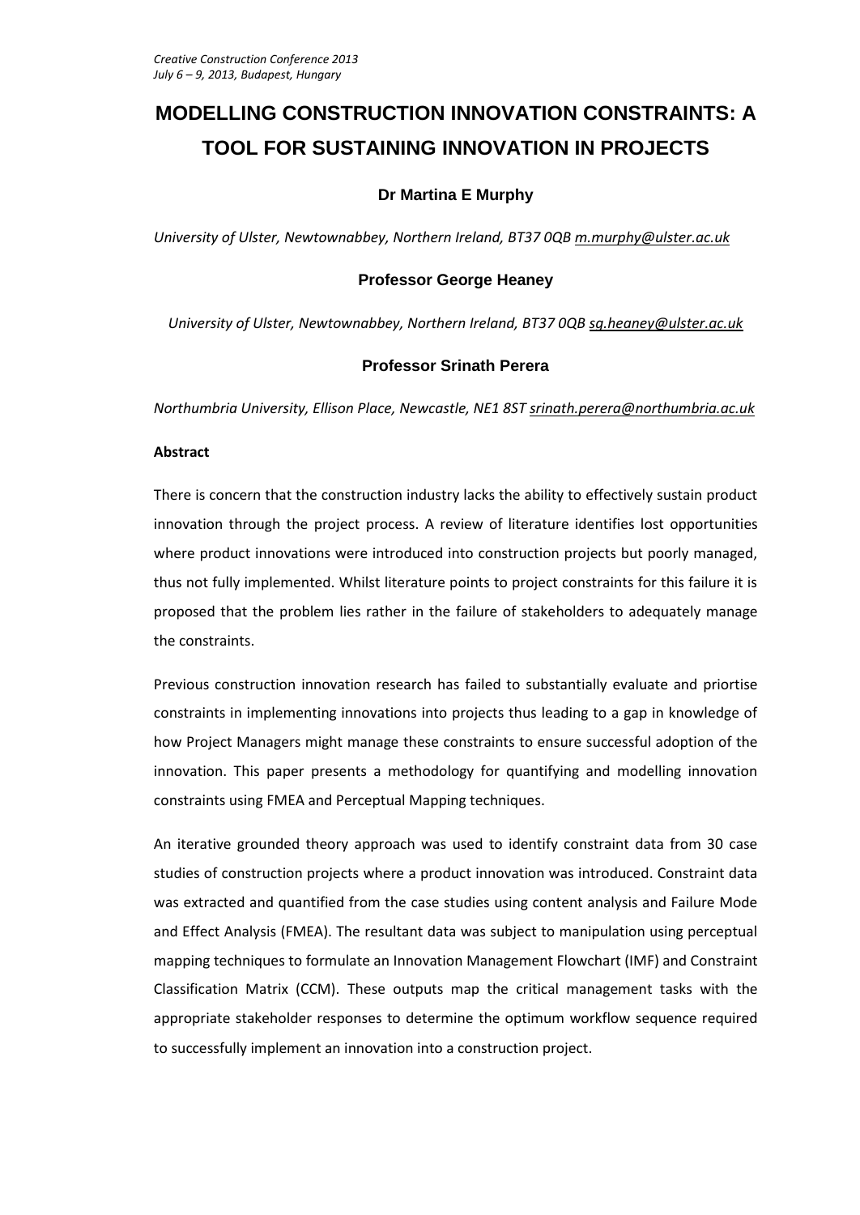*Creative Construction Conference 2013*
*July 6 – 9, 2013, Budapest, Hungary*

# MODELLING CONSTRUCTION INNOVATION CONSTRAINTS: A TOOL FOR SUSTAINING INNOVATION IN PROJECTS

**Dr Martina E Murphy**

*University of Ulster, Newtownabbey, Northern Ireland, BT37 0QB m.murphy@ulster.ac.uk*

**Professor George Heaney**

*University of Ulster, Newtownabbey, Northern Ireland, BT37 0QB sg.heaney@ulster.ac.uk*

**Professor Srinath Perera**

*Northumbria University, Ellison Place, Newcastle, NE1 8ST srinath.perera@northumbria.ac.uk*

**Abstract**

There is concern that the construction industry lacks the ability to effectively sustain product innovation through the project process. A review of literature identifies lost opportunities where product innovations were introduced into construction projects but poorly managed, thus not fully implemented. Whilst literature points to project constraints for this failure it is proposed that the problem lies rather in the failure of stakeholders to adequately manage the constraints.

Previous construction innovation research has failed to substantially evaluate and priortise constraints in implementing innovations into projects thus leading to a gap in knowledge of how Project Managers might manage these constraints to ensure successful adoption of the innovation. This paper presents a methodology for quantifying and modelling innovation constraints using FMEA and Perceptual Mapping techniques.

An iterative grounded theory approach was used to identify constraint data from 30 case studies of construction projects where a product innovation was introduced. Constraint data was extracted and quantified from the case studies using content analysis and Failure Mode and Effect Analysis (FMEA). The resultant data was subject to manipulation using perceptual mapping techniques to formulate an Innovation Management Flowchart (IMF) and Constraint Classification Matrix (CCM). These outputs map the critical management tasks with the appropriate stakeholder responses to determine the optimum workflow sequence required to successfully implement an innovation into a construction project.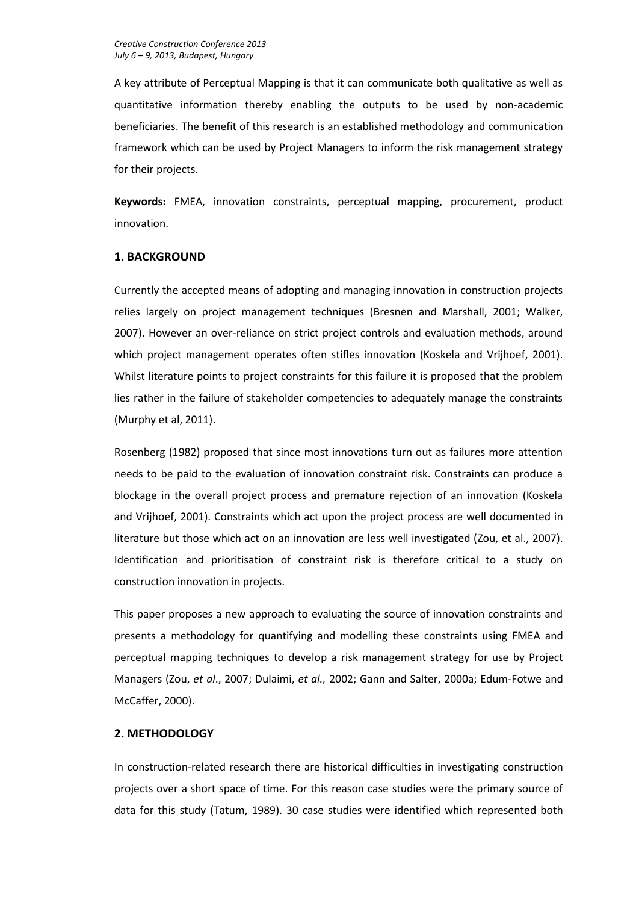A key attribute of Perceptual Mapping is that it can communicate both qualitative as well as quantitative information thereby enabling the outputs to be used by non-academic beneficiaries. The benefit of this research is an established methodology and communication framework which can be used by Project Managers to inform the risk management strategy for their projects.

**Keywords:** FMEA, innovation constraints, perceptual mapping, procurement, product innovation.

## 1. BACKGROUND

Currently the accepted means of adopting and managing innovation in construction projects relies largely on project management techniques (Bresnen and Marshall, 2001; Walker, 2007). However an over-reliance on strict project controls and evaluation methods, around which project management operates often stifles innovation (Koskela and Vrijhoef, 2001). Whilst literature points to project constraints for this failure it is proposed that the problem lies rather in the failure of stakeholder competencies to adequately manage the constraints (Murphy et al, 2011).

Rosenberg (1982) proposed that since most innovations turn out as failures more attention needs to be paid to the evaluation of innovation constraint risk. Constraints can produce a blockage in the overall project process and premature rejection of an innovation (Koskela and Vrijhoef, 2001). Constraints which act upon the project process are well documented in literature but those which act on an innovation are less well investigated (Zou, et al., 2007). Identification and prioritisation of constraint risk is therefore critical to a study on construction innovation in projects.

This paper proposes a new approach to evaluating the source of innovation constraints and presents a methodology for quantifying and modelling these constraints using FMEA and perceptual mapping techniques to develop a risk management strategy for use by Project Managers (Zou, *et al*., 2007; Dulaimi, *et al.,* 2002; Gann and Salter, 2000a; Edum-Fotwe and McCaffer, 2000).

## 2. METHODOLOGY

In construction-related research there are historical difficulties in investigating construction projects over a short space of time. For this reason case studies were the primary source of data for this study (Tatum, 1989). 30 case studies were identified which represented both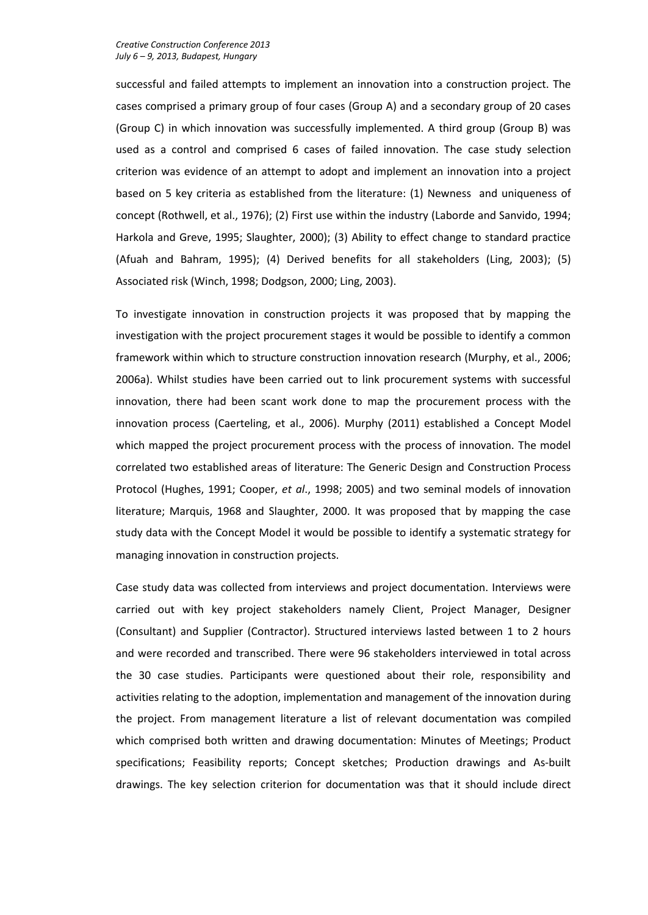successful and failed attempts to implement an innovation into a construction project. The cases comprised a primary group of four cases (Group A) and a secondary group of 20 cases (Group C) in which innovation was successfully implemented. A third group (Group B) was used as a control and comprised 6 cases of failed innovation. The case study selection criterion was evidence of an attempt to adopt and implement an innovation into a project based on 5 key criteria as established from the literature: (1) Newness and uniqueness of concept (Rothwell, et al., 1976); (2) First use within the industry (Laborde and Sanvido, 1994; Harkola and Greve, 1995; Slaughter, 2000); (3) Ability to effect change to standard practice (Afuah and Bahram, 1995); (4) Derived benefits for all stakeholders (Ling, 2003); (5) Associated risk (Winch, 1998; Dodgson, 2000; Ling, 2003).

To investigate innovation in construction projects it was proposed that by mapping the investigation with the project procurement stages it would be possible to identify a common framework within which to structure construction innovation research (Murphy, et al., 2006; 2006a). Whilst studies have been carried out to link procurement systems with successful innovation, there had been scant work done to map the procurement process with the innovation process (Caerteling, et al., 2006). Murphy (2011) established a Concept Model which mapped the project procurement process with the process of innovation. The model correlated two established areas of literature: The Generic Design and Construction Process Protocol (Hughes, 1991; Cooper, *et al*., 1998; 2005) and two seminal models of innovation literature; Marquis, 1968 and Slaughter, 2000. It was proposed that by mapping the case study data with the Concept Model it would be possible to identify a systematic strategy for managing innovation in construction projects.

Case study data was collected from interviews and project documentation. Interviews were carried out with key project stakeholders namely Client, Project Manager, Designer (Consultant) and Supplier (Contractor). Structured interviews lasted between 1 to 2 hours and were recorded and transcribed. There were 96 stakeholders interviewed in total across the 30 case studies. Participants were questioned about their role, responsibility and activities relating to the adoption, implementation and management of the innovation during the project. From management literature a list of relevant documentation was compiled which comprised both written and drawing documentation: Minutes of Meetings; Product specifications; Feasibility reports; Concept sketches; Production drawings and As-built drawings. The key selection criterion for documentation was that it should include direct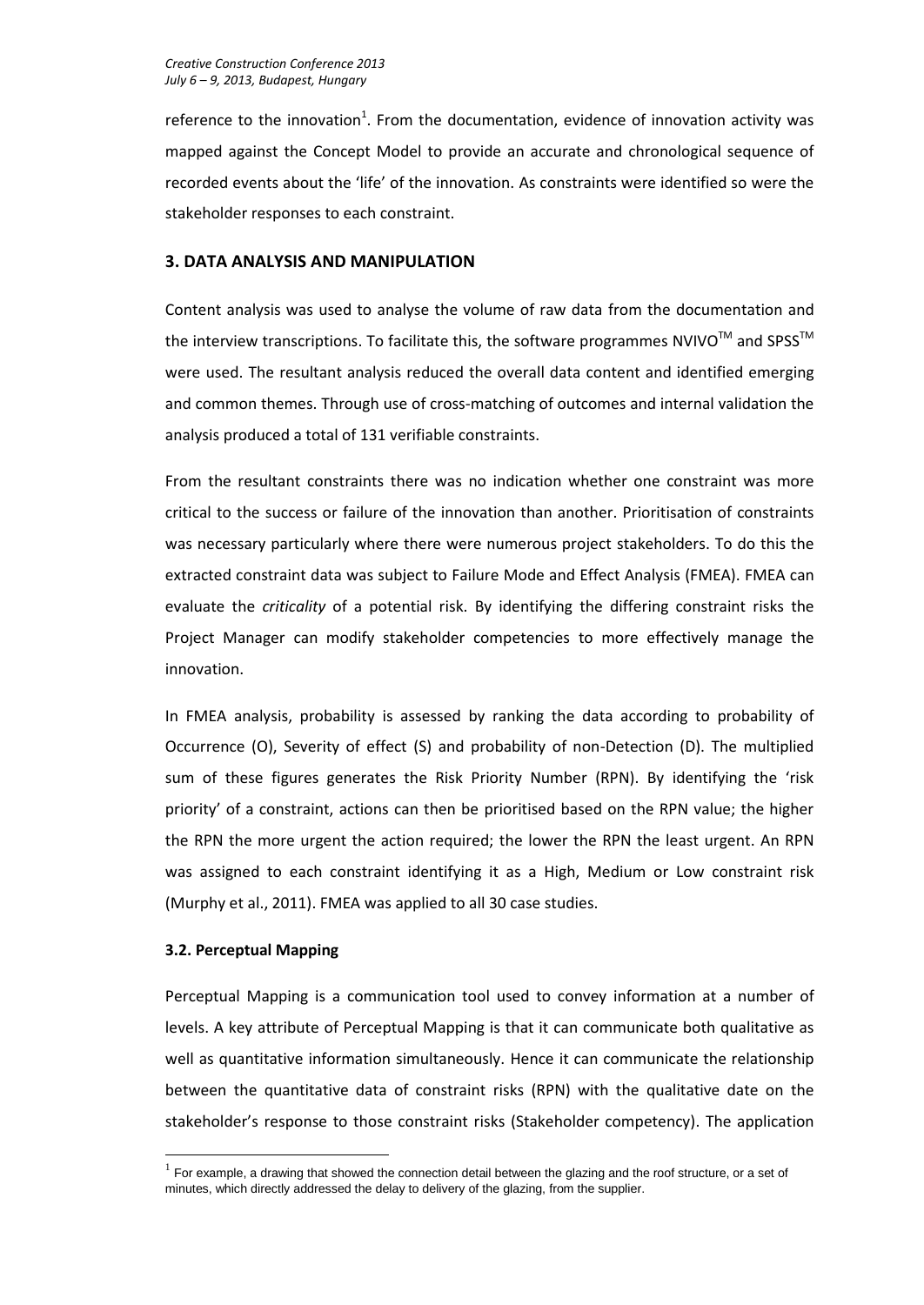reference to the innovation[1]. From the documentation, evidence of innovation activity was mapped against the Concept Model to provide an accurate and chronological sequence of recorded events about the 'life' of the innovation. As constraints were identified so were the stakeholder responses to each constraint.

## 3. DATA ANALYSIS AND MANIPULATION

Content analysis was used to analyse the volume of raw data from the documentation and the interview transcriptions. To facilitate this, the software programmes NVIVO™ and SPSS™ were used. The resultant analysis reduced the overall data content and identified emerging and common themes. Through use of cross-matching of outcomes and internal validation the analysis produced a total of 131 verifiable constraints.

From the resultant constraints there was no indication whether one constraint was more critical to the success or failure of the innovation than another. Prioritisation of constraints was necessary particularly where there were numerous project stakeholders. To do this the extracted constraint data was subject to Failure Mode and Effect Analysis (FMEA). FMEA can evaluate the *criticality* of a potential risk. By identifying the differing constraint risks the Project Manager can modify stakeholder competencies to more effectively manage the innovation.

In FMEA analysis, probability is assessed by ranking the data according to probability of Occurrence (O), Severity of effect (S) and probability of non-Detection (D). The multiplied sum of these figures generates the Risk Priority Number (RPN). By identifying the 'risk priority' of a constraint, actions can then be prioritised based on the RPN value; the higher the RPN the more urgent the action required; the lower the RPN the least urgent. An RPN was assigned to each constraint identifying it as a High, Medium or Low constraint risk (Murphy et al., 2011). FMEA was applied to all 30 case studies.

### 3.2. Perceptual Mapping

Perceptual Mapping is a communication tool used to convey information at a number of levels. A key attribute of Perceptual Mapping is that it can communicate both qualitative as well as quantitative information simultaneously. Hence it can communicate the relationship between the quantitative data of constraint risks (RPN) with the qualitative date on the stakeholder's response to those constraint risks (Stakeholder competency). The application

[1] For example, a drawing that showed the connection detail between the glazing and the roof structure, or a set of minutes, which directly addressed the delay to delivery of the glazing, from the supplier.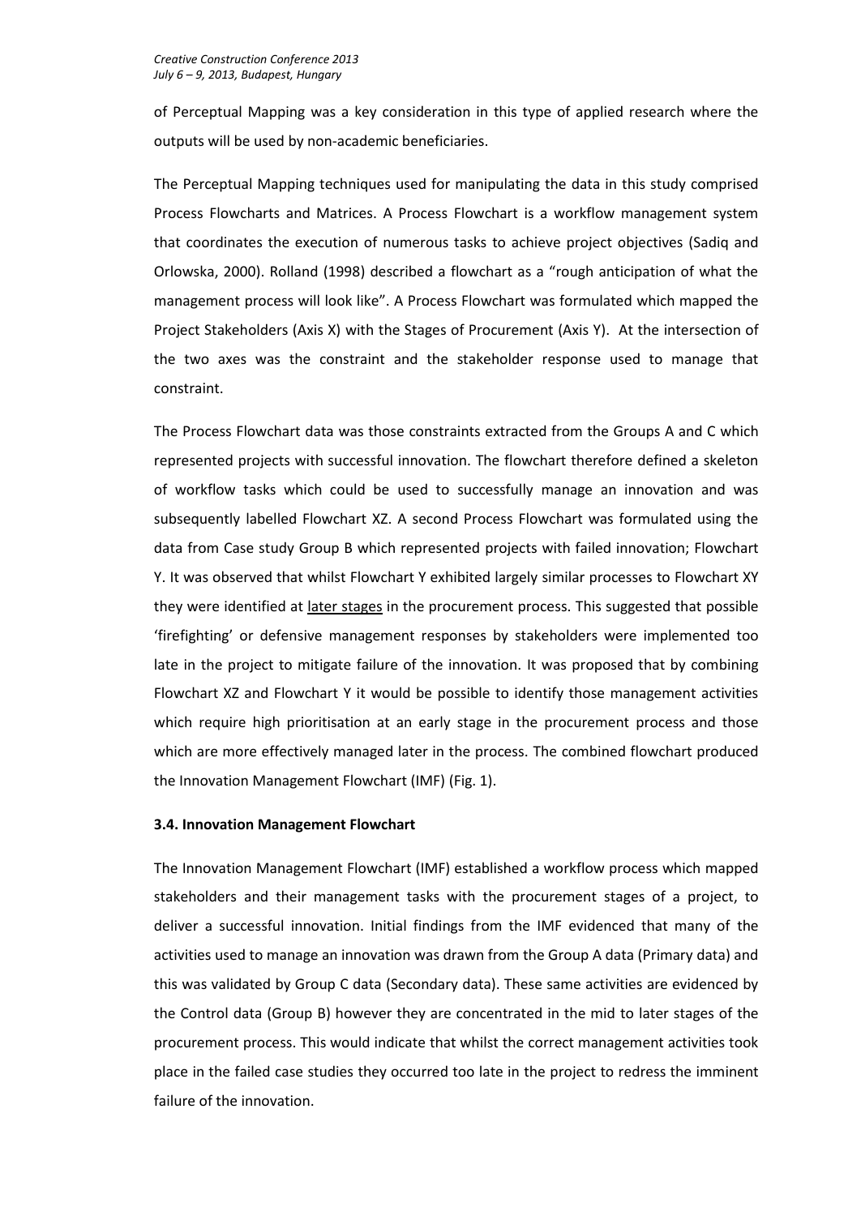of Perceptual Mapping was a key consideration in this type of applied research where the outputs will be used by non-academic beneficiaries.

The Perceptual Mapping techniques used for manipulating the data in this study comprised Process Flowcharts and Matrices. A Process Flowchart is a workflow management system that coordinates the execution of numerous tasks to achieve project objectives (Sadiq and Orlowska, 2000). Rolland (1998) described a flowchart as a "rough anticipation of what the management process will look like". A Process Flowchart was formulated which mapped the Project Stakeholders (Axis X) with the Stages of Procurement (Axis Y). At the intersection of the two axes was the constraint and the stakeholder response used to manage that constraint.

The Process Flowchart data was those constraints extracted from the Groups A and C which represented projects with successful innovation. The flowchart therefore defined a skeleton of workflow tasks which could be used to successfully manage an innovation and was subsequently labelled Flowchart XZ. A second Process Flowchart was formulated using the data from Case study Group B which represented projects with failed innovation; Flowchart Y. It was observed that whilst Flowchart Y exhibited largely similar processes to Flowchart XY they were identified at <u>later stages</u> in the procurement process. This suggested that possible 'firefighting' or defensive management responses by stakeholders were implemented too late in the project to mitigate failure of the innovation. It was proposed that by combining Flowchart XZ and Flowchart Y it would be possible to identify those management activities which require high prioritisation at an early stage in the procurement process and those which are more effectively managed later in the process. The combined flowchart produced the Innovation Management Flowchart (IMF) (Fig. 1).

### 3.4. Innovation Management Flowchart

The Innovation Management Flowchart (IMF) established a workflow process which mapped stakeholders and their management tasks with the procurement stages of a project, to deliver a successful innovation. Initial findings from the IMF evidenced that many of the activities used to manage an innovation was drawn from the Group A data (Primary data) and this was validated by Group C data (Secondary data). These same activities are evidenced by the Control data (Group B) however they are concentrated in the mid to later stages of the procurement process. This would indicate that whilst the correct management activities took place in the failed case studies they occurred too late in the project to redress the imminent failure of the innovation.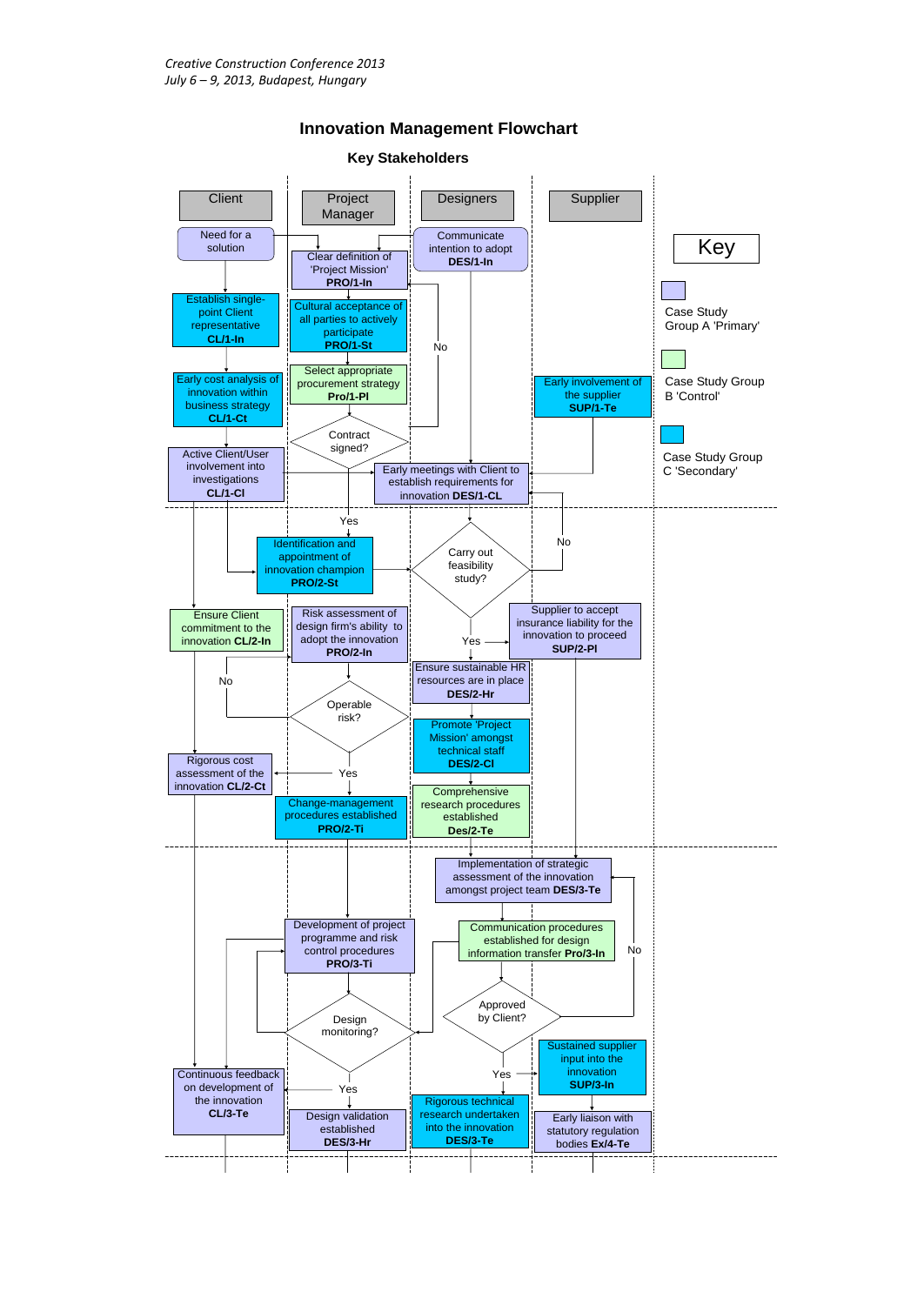# Innovation Management Flowchart

## Key Stakeholders

| Client | Project Manager | Designers | Supplier |
|---|---|---|---|

Need for a solution

Establish single-point Client representative **CL/1-In**

Early cost analysis of innovation within business strategy **CL/1-Ct**

Active Client/User involvement into investigations **CL/1-CI**

Clear definition of 'Project Mission' **PRO/1-In**

Cultural acceptance of all parties to actively participate **PRO/1-St**

Select appropriate procurement strategy **Pro/1-Pl**

Contract signed?

No

Yes

Communicate intention to adopt **DES/1-In**

Early meetings with Client to establish requirements for innovation **DES/1-CL**

Early involvement of the supplier **SUP/1-Te**

Identification and appointment of innovation champion **PRO/2-St**

Carry out feasibility study?

No

Yes

Supplier to accept insurance liability for the innovation to proceed **SUP/2-Pl**

Ensure Client commitment to the innovation **CL/2-In**

Risk assessment of design firm's ability to adopt the innovation **PRO/2-In**

Operable risk?

No

Yes

Rigorous cost assessment of the innovation **CL/2-Ct**

Change-management procedures established **PRO/2-Ti**

Ensure sustainable HR resources are in place **DES/2-Hr**

Promote 'Project Mission' amongst technical staff **DES/2-Cl**

Comprehensive research procedures established **Des/2-Te**

Implementation of strategic assessment of the innovation amongst project team **DES/3-Te**

Communication procedures established for design information transfer **Pro/3-In**

Approved by Client?

No

Yes

Sustained supplier input into the innovation **SUP/3-In**

Early liaison with statutory regulation bodies **Ex/4-Te**

Development of project programme and risk control procedures **PRO/3-Ti**

Design monitoring?

Yes

Continuous feedback on development of the innovation **CL/3-Te**

Design validation established **DES/3-Hr**

Rigorous technical research undertaken into the innovation **DES/3-Te**

**Key**

- Case Study Group A 'Primary'
- Case Study Group B 'Control'
- Case Study Group C 'Secondary'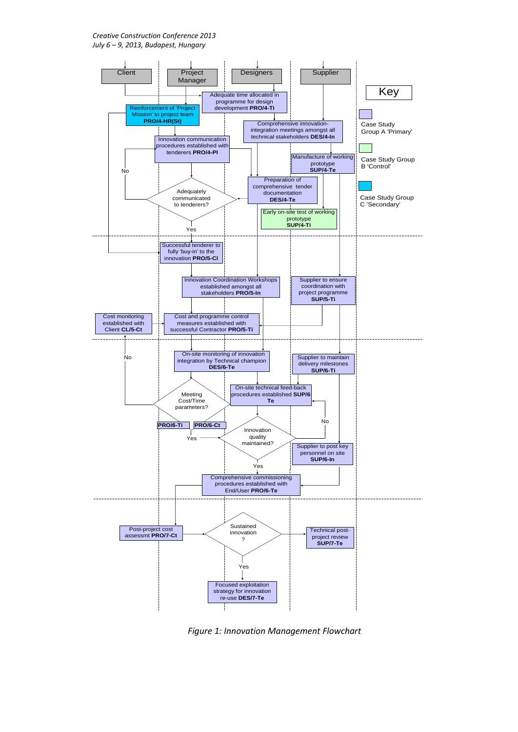**Client** | **Project Manager** | **Designers** | **Supplier**

Adequate time allocated in programme for design development **PRO/4-Ti**

Reinforcement of 'Project Mission' to project team **PRO/4-HR(St)**

Comprehensive innovation-integration meetings amongst all technical stakeholders **DES/4-In**

Innovation communication procedures established with tenderers **PRO/4-Pl**

Manufacture of working prototype **SUP/4-Te**

Preparation of comprehensive tender documentation **DES/4-Te**

Adequately communicated to tenderers? (No / Yes)

Early on-site test of working prototype **SUP/4-Ti**

Successful tenderer to fully 'buy-in' to the innovation **PRO/5-Cl**

Innovation Coordination Workshops established amongst all stakeholders **PRO/5-In**

Supplier to ensure coordination with project programme **SUP/5-Ti**

Cost monitoring established with Client **CL/5-Ct**

Cost and programme control measures established with successful Contractor **PRO/5-Ti**

On-site monitoring of innovation integration by Technical champion **DES/6-Te**

Supplier to maintain delivery milestones **SUP/6-Ti**

Meeting Cost/Time parameters? (No / Yes) **PRO/6-Ti** **PRO/6-Ct**

On-site technical feed-back procedures established **SUP/6 Te**

Innovation quality maintained? (No / Yes)

Supplier to post key personnel on site **SUP/6-In**

Comprehensive commissioning procedures established with End/User **PRO/6-Te**

Post-project cost assessmt **PRO/7-Ct**

Sustained innovation ? (Yes)

Technical post-project review **SUP/7-Te**

Focused exploitation strategy for innovation re-use **DES/7-Te**

**Key**

- Case Study Group A 'Primary'
- Case Study Group B 'Control'
- Case Study Group C 'Secondary'

*Figure 1: Innovation Management Flowchart*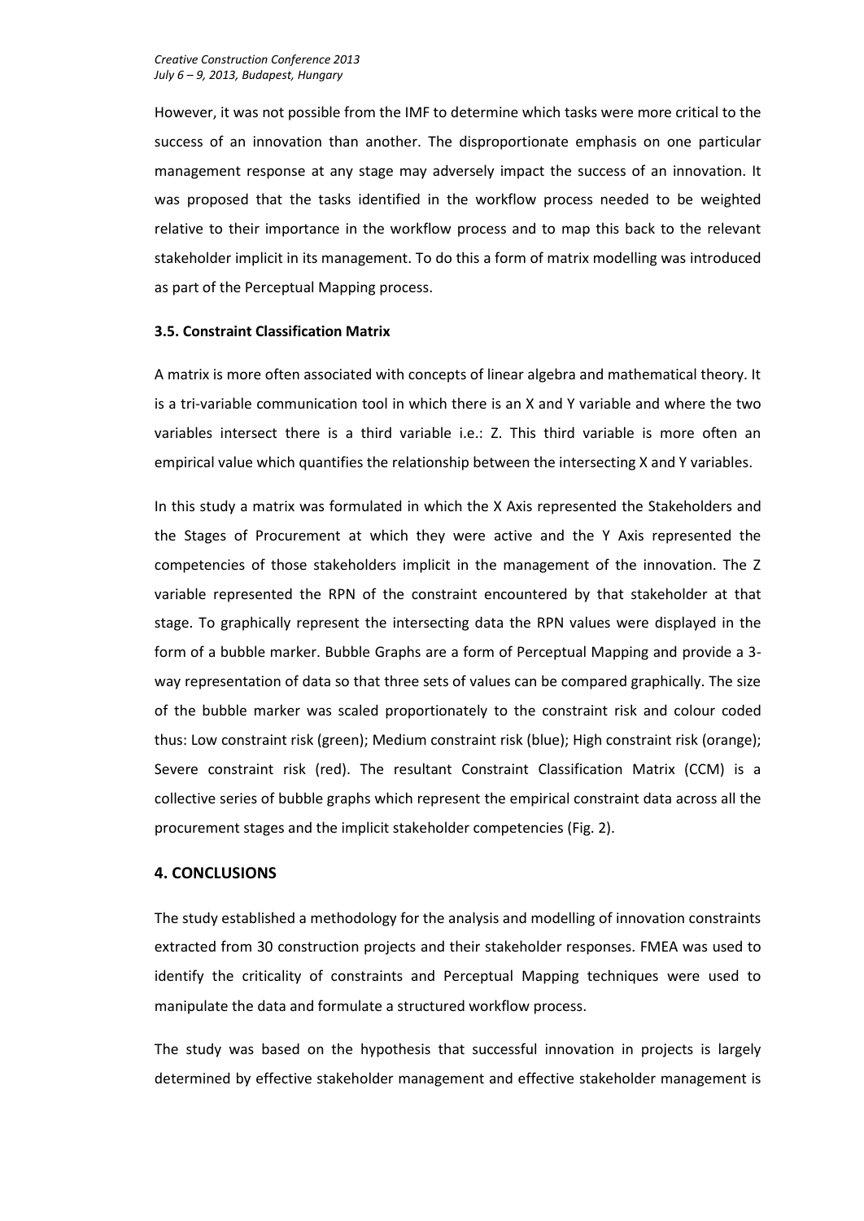However, it was not possible from the IMF to determine which tasks were more critical to the success of an innovation than another. The disproportionate emphasis on one particular management response at any stage may adversely impact the success of an innovation. It was proposed that the tasks identified in the workflow process needed to be weighted relative to their importance in the workflow process and to map this back to the relevant stakeholder implicit in its management. To do this a form of matrix modelling was introduced as part of the Perceptual Mapping process.

### 3.5. Constraint Classification Matrix

A matrix is more often associated with concepts of linear algebra and mathematical theory. It is a tri-variable communication tool in which there is an X and Y variable and where the two variables intersect there is a third variable i.e.: Z. This third variable is more often an empirical value which quantifies the relationship between the intersecting X and Y variables.

In this study a matrix was formulated in which the X Axis represented the Stakeholders and the Stages of Procurement at which they were active and the Y Axis represented the competencies of those stakeholders implicit in the management of the innovation. The Z variable represented the RPN of the constraint encountered by that stakeholder at that stage. To graphically represent the intersecting data the RPN values were displayed in the form of a bubble marker. Bubble Graphs are a form of Perceptual Mapping and provide a 3-way representation of data so that three sets of values can be compared graphically. The size of the bubble marker was scaled proportionately to the constraint risk and colour coded thus: Low constraint risk (green); Medium constraint risk (blue); High constraint risk (orange); Severe constraint risk (red). The resultant Constraint Classification Matrix (CCM) is a collective series of bubble graphs which represent the empirical constraint data across all the procurement stages and the implicit stakeholder competencies (Fig. 2).

## 4. CONCLUSIONS

The study established a methodology for the analysis and modelling of innovation constraints extracted from 30 construction projects and their stakeholder responses. FMEA was used to identify the criticality of constraints and Perceptual Mapping techniques were used to manipulate the data and formulate a structured workflow process.

The study was based on the hypothesis that successful innovation in projects is largely determined by effective stakeholder management and effective stakeholder management is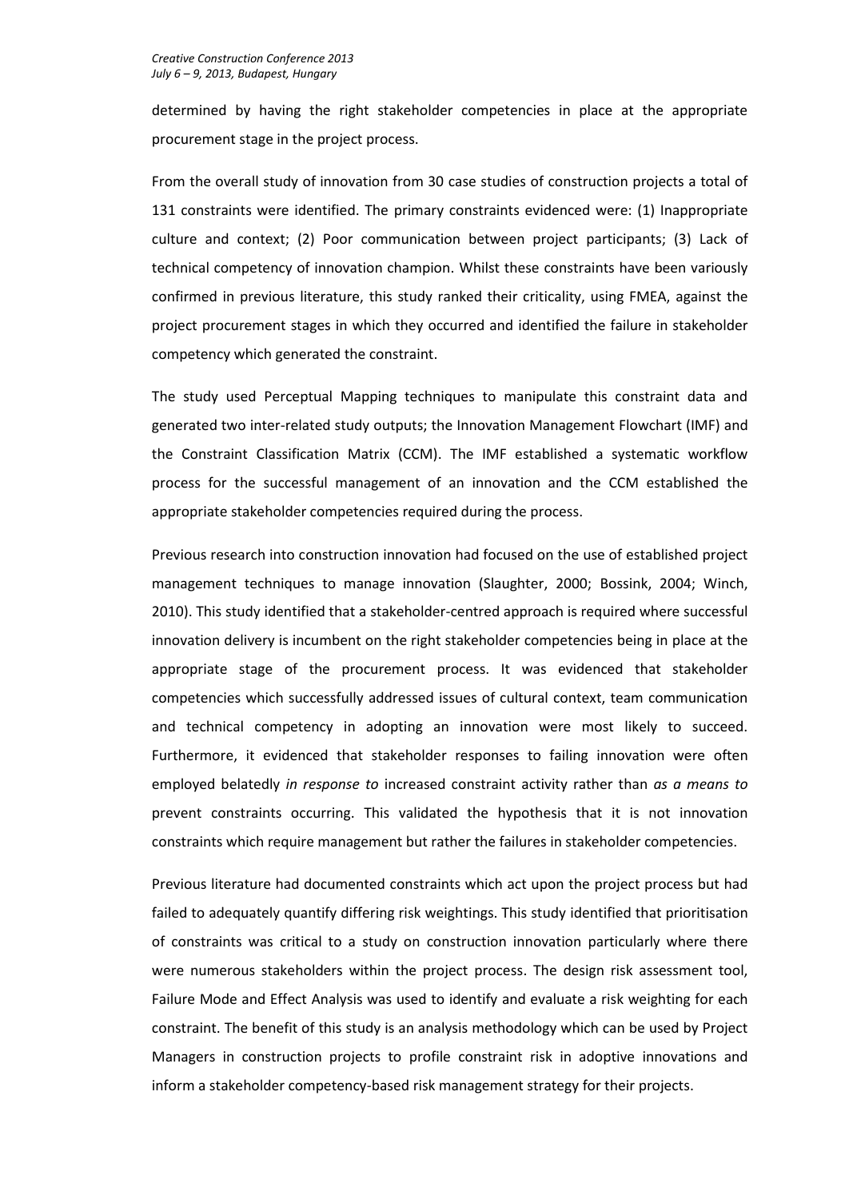determined by having the right stakeholder competencies in place at the appropriate procurement stage in the project process.

From the overall study of innovation from 30 case studies of construction projects a total of 131 constraints were identified. The primary constraints evidenced were: (1) Inappropriate culture and context; (2) Poor communication between project participants; (3) Lack of technical competency of innovation champion. Whilst these constraints have been variously confirmed in previous literature, this study ranked their criticality, using FMEA, against the project procurement stages in which they occurred and identified the failure in stakeholder competency which generated the constraint.

The study used Perceptual Mapping techniques to manipulate this constraint data and generated two inter-related study outputs; the Innovation Management Flowchart (IMF) and the Constraint Classification Matrix (CCM). The IMF established a systematic workflow process for the successful management of an innovation and the CCM established the appropriate stakeholder competencies required during the process.

Previous research into construction innovation had focused on the use of established project management techniques to manage innovation (Slaughter, 2000; Bossink, 2004; Winch, 2010). This study identified that a stakeholder-centred approach is required where successful innovation delivery is incumbent on the right stakeholder competencies being in place at the appropriate stage of the procurement process. It was evidenced that stakeholder competencies which successfully addressed issues of cultural context, team communication and technical competency in adopting an innovation were most likely to succeed. Furthermore, it evidenced that stakeholder responses to failing innovation were often employed belatedly *in response to* increased constraint activity rather than *as a means to* prevent constraints occurring. This validated the hypothesis that it is not innovation constraints which require management but rather the failures in stakeholder competencies.

Previous literature had documented constraints which act upon the project process but had failed to adequately quantify differing risk weightings. This study identified that prioritisation of constraints was critical to a study on construction innovation particularly where there were numerous stakeholders within the project process. The design risk assessment tool, Failure Mode and Effect Analysis was used to identify and evaluate a risk weighting for each constraint. The benefit of this study is an analysis methodology which can be used by Project Managers in construction projects to profile constraint risk in adoptive innovations and inform a stakeholder competency-based risk management strategy for their projects.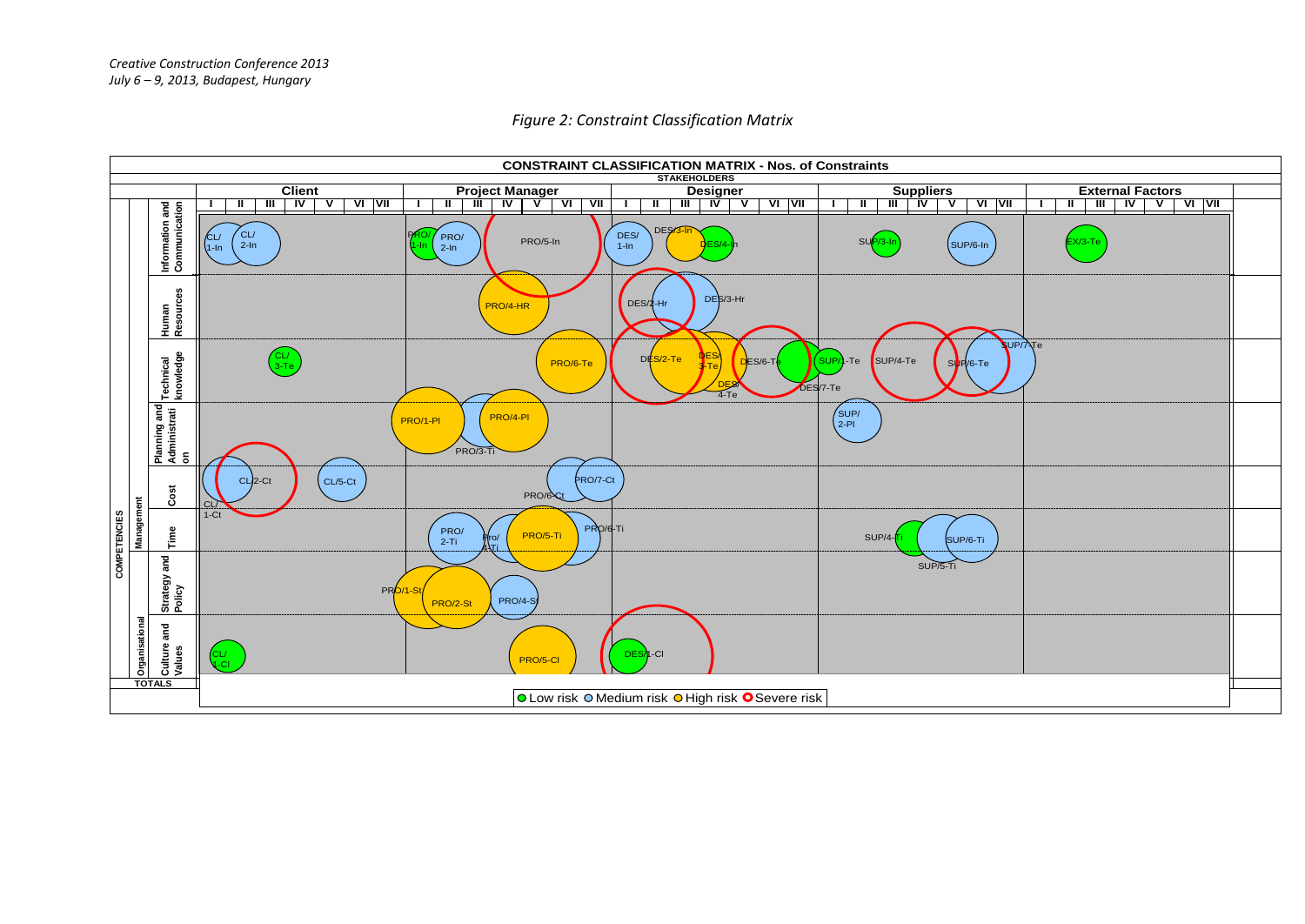*Figure 2: Constraint Classification Matrix*

**CONSTRAINT CLASSIFICATION MATRIX - Nos. of Constraints**

**STAKEHOLDERS**

| COMPETENCIES | | | Client | Project Manager | Designer | Suppliers | External Factors |
|---|---|---|---|---|---|---|---|
| | | | I II III IV V VI VII | I II III IV V VI VII | I II III IV V VI VII | I II III IV V VI VII | I II III IV V VI VII |
| Management | | Information and Communication | CL/1-In, CL/2-In | PRO/1-In, PRO/2-In, PRO/5-In | DES/1-In, DES/3-In, DES/4-In | SUP/3-In, SUP/6-In | EX/3-Te |
| | | Human Resources | | PRO/4-HR | DES/2-Hr, DES/3-Hr | | |
| | | Technical knowledge | CL/3-Te | PRO/6-Te | DES/2-Te, DES/3-Te, DES/4-Te, DES/6-Te, DES/7-Te | SUP/1-Te, SUP/4-Te, SUP/6-Te, SUP/7-Te | |
| | | Planning and Administration | | PRO/1-Pl, PRO/3-Ti, PRO/4-Pl | | SUP/2-Pl | |
| | | Cost | CL/1-Ct, CL/2-Ct, CL/5-Ct | PRO/6-Ct, PRO/7-Ct | | | |
| | | Time | | PRO/2-Ti, Pro/4-Ti, PRO/5-Ti, PRO/6-Ti | | SUP/4-Ti, SUP/5-Ti, SUP/6-Ti | |
| | | Strategy and Policy | | PRO/1-St, PRO/2-St, PRO/4-St | | | |
| Organisational | | Culture and Values | CL/1-Cl | PRO/5-Cl | DES/1-Cl | | |
| TOTALS | | | | | | | |

Low risk ○ Medium risk ○ High risk ○ Severe risk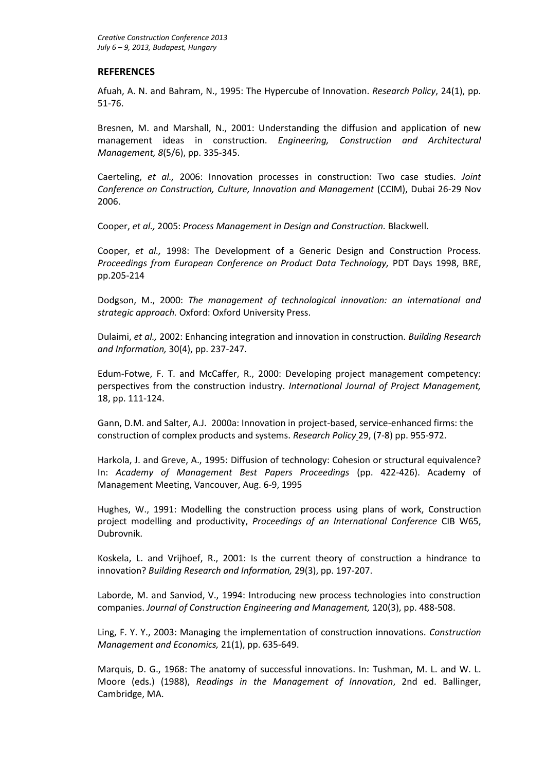## REFERENCES

Afuah, A. N. and Bahram, N., 1995: The Hypercube of Innovation. *Research Policy*, 24(1), pp. 51-76.

Bresnen, M. and Marshall, N., 2001: Understanding the diffusion and application of new management ideas in construction. *Engineering, Construction and Architectural Management, 8*(5/6), pp. 335-345.

Caerteling, *et al.,* 2006: Innovation processes in construction: Two case studies. *Joint Conference on Construction, Culture, Innovation and Management* (CCIM), Dubai 26-29 Nov 2006.

Cooper, *et al.,* 2005: *Process Management in Design and Construction.* Blackwell.

Cooper, *et al.,* 1998: The Development of a Generic Design and Construction Process. *Proceedings from European Conference on Product Data Technology,* PDT Days 1998, BRE, pp.205-214

Dodgson, M., 2000: *The management of technological innovation: an international and strategic approach.* Oxford: Oxford University Press.

Dulaimi, *et al.,* 2002: Enhancing integration and innovation in construction. *Building Research and Information,* 30(4), pp. 237-247.

Edum-Fotwe, F. T. and McCaffer, R., 2000: Developing project management competency: perspectives from the construction industry. *International Journal of Project Management,* 18, pp. 111-124.

Gann, D.M. and Salter, A.J. 2000a: Innovation in project-based, service-enhanced firms: the construction of complex products and systems. *Research Policy* 29, (7-8) pp. 955-972.

Harkola, J. and Greve, A., 1995: Diffusion of technology: Cohesion or structural equivalence? In: *Academy of Management Best Papers Proceedings* (pp. 422-426). Academy of Management Meeting, Vancouver, Aug. 6-9, 1995

Hughes, W., 1991: Modelling the construction process using plans of work, Construction project modelling and productivity, *Proceedings of an International Conference* CIB W65, Dubrovnik.

Koskela, L. and Vrijhoef, R., 2001: Is the current theory of construction a hindrance to innovation? *Building Research and Information,* 29(3), pp. 197-207.

Laborde, M. and Sanviod, V., 1994: Introducing new process technologies into construction companies. *Journal of Construction Engineering and Management,* 120(3), pp. 488-508.

Ling, F. Y. Y., 2003: Managing the implementation of construction innovations. *Construction Management and Economics,* 21(1), pp. 635-649.

Marquis, D. G., 1968: The anatomy of successful innovations. In: Tushman, M. L. and W. L. Moore (eds.) (1988), *Readings in the Management of Innovation*, 2nd ed. Ballinger, Cambridge, MA.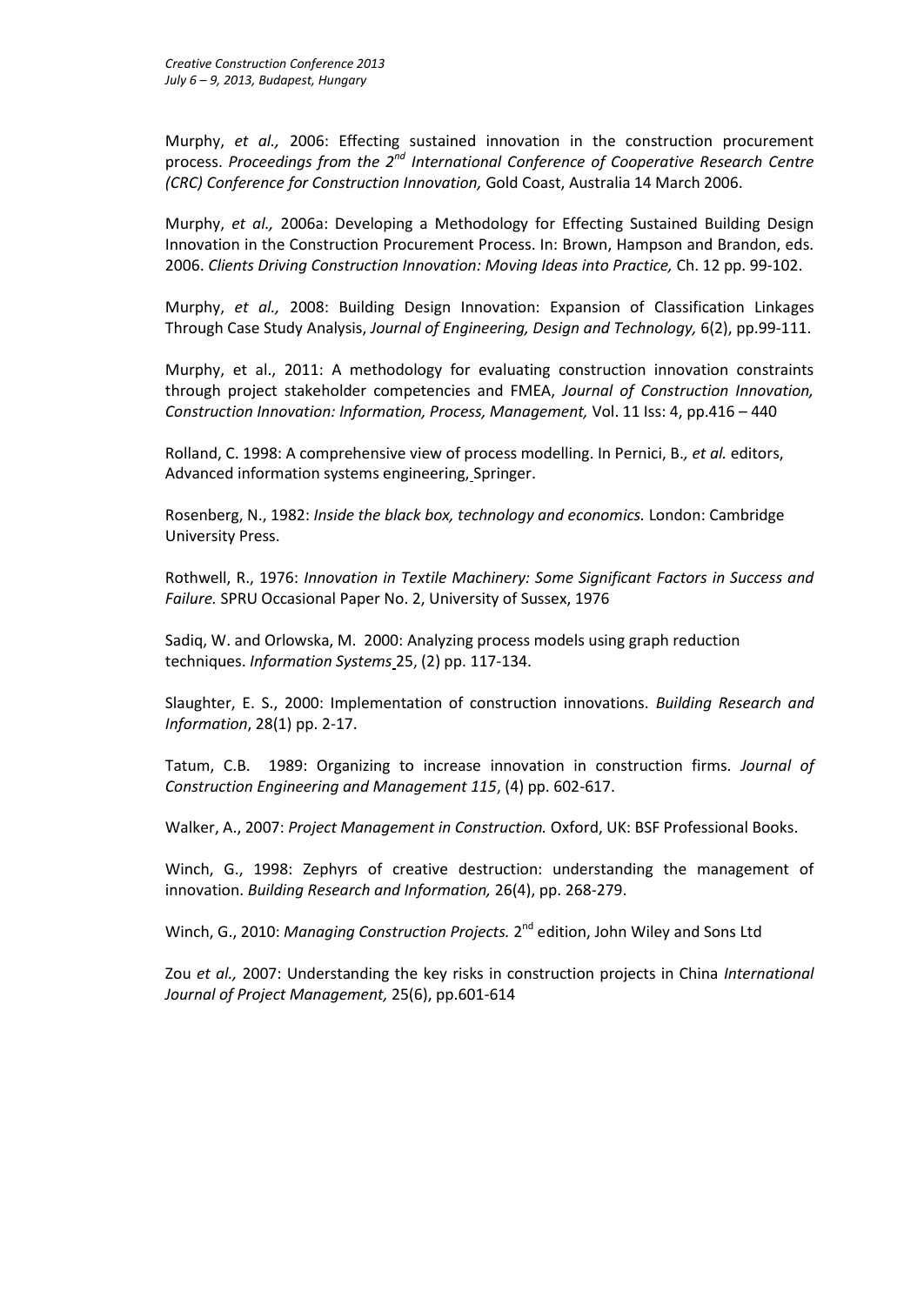Murphy, *et al.,* 2006: Effecting sustained innovation in the construction procurement process. *Proceedings from the 2nd International Conference of Cooperative Research Centre (CRC) Conference for Construction Innovation,* Gold Coast, Australia 14 March 2006.

Murphy, *et al.,* 2006a: Developing a Methodology for Effecting Sustained Building Design Innovation in the Construction Procurement Process. In: Brown, Hampson and Brandon, eds. 2006. *Clients Driving Construction Innovation: Moving Ideas into Practice,* Ch. 12 pp. 99-102.

Murphy, *et al.,* 2008: Building Design Innovation: Expansion of Classification Linkages Through Case Study Analysis, *Journal of Engineering, Design and Technology,* 6(2), pp.99-111.

Murphy, et al., 2011: A methodology for evaluating construction innovation constraints through project stakeholder competencies and FMEA, *Journal of Construction Innovation, Construction Innovation: Information, Process, Management,* Vol. 11 Iss: 4, pp.416 – 440

Rolland, C. 1998: A comprehensive view of process modelling. In Pernici, B.*, et al.* editors, Advanced information systems engineering, Springer.

Rosenberg, N., 1982: *Inside the black box, technology and economics.* London: Cambridge University Press.

Rothwell, R., 1976: *Innovation in Textile Machinery: Some Significant Factors in Success and Failure.* SPRU Occasional Paper No. 2, University of Sussex, 1976

Sadiq, W. and Orlowska, M. 2000: Analyzing process models using graph reduction techniques. *Information Systems* 25, (2) pp. 117-134.

Slaughter, E. S., 2000: Implementation of construction innovations. *Building Research and Information*, 28(1) pp. 2-17.

Tatum, C.B. 1989: Organizing to increase innovation in construction firms. *Journal of Construction Engineering and Management 115*, (4) pp. 602-617.

Walker, A., 2007: *Project Management in Construction.* Oxford, UK: BSF Professional Books.

Winch, G., 1998: Zephyrs of creative destruction: understanding the management of innovation. *Building Research and Information,* 26(4), pp. 268-279.

Winch, G., 2010: *Managing Construction Projects.* 2nd edition, John Wiley and Sons Ltd

Zou *et al.,* 2007: Understanding the key risks in construction projects in China *International Journal of Project Management,* 25(6), pp.601-614